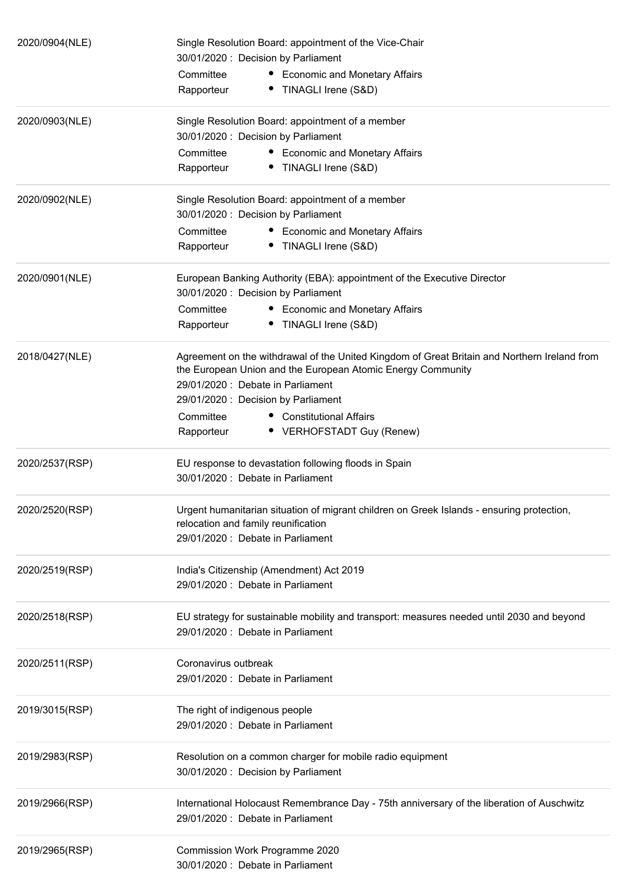| | |
|---|---|
| 2020/0904(NLE) | Single Resolution Board: appointment of the Vice-Chair<br>30/01/2020 : Decision by Parliament<br>Committee • Economic and Monetary Affairs<br>Rapporteur • TINAGLI Irene (S&D) |
| 2020/0903(NLE) | Single Resolution Board: appointment of a member<br>30/01/2020 : Decision by Parliament<br>Committee • Economic and Monetary Affairs<br>Rapporteur • TINAGLI Irene (S&D) |
| 2020/0902(NLE) | Single Resolution Board: appointment of a member<br>30/01/2020 : Decision by Parliament<br>Committee • Economic and Monetary Affairs<br>Rapporteur • TINAGLI Irene (S&D) |
| 2020/0901(NLE) | European Banking Authority (EBA): appointment of the Executive Director<br>30/01/2020 : Decision by Parliament<br>Committee • Economic and Monetary Affairs<br>Rapporteur • TINAGLI Irene (S&D) |
| 2018/0427(NLE) | Agreement on the withdrawal of the United Kingdom of Great Britain and Northern Ireland from the European Union and the European Atomic Energy Community<br>29/01/2020 : Debate in Parliament<br>29/01/2020 : Decision by Parliament<br>Committee • Constitutional Affairs<br>Rapporteur • VERHOFSTADT Guy (Renew) |
| 2020/2537(RSP) | EU response to devastation following floods in Spain<br>30/01/2020 : Debate in Parliament |
| 2020/2520(RSP) | Urgent humanitarian situation of migrant children on Greek Islands - ensuring protection, relocation and family reunification<br>29/01/2020 : Debate in Parliament |
| 2020/2519(RSP) | India's Citizenship (Amendment) Act 2019<br>29/01/2020 : Debate in Parliament |
| 2020/2518(RSP) | EU strategy for sustainable mobility and transport: measures needed until 2030 and beyond<br>29/01/2020 : Debate in Parliament |
| 2020/2511(RSP) | Coronavirus outbreak<br>29/01/2020 : Debate in Parliament |
| 2019/3015(RSP) | The right of indigenous people<br>29/01/2020 : Debate in Parliament |
| 2019/2983(RSP) | Resolution on a common charger for mobile radio equipment<br>30/01/2020 : Decision by Parliament |
| 2019/2966(RSP) | International Holocaust Remembrance Day - 75th anniversary of the liberation of Auschwitz<br>29/01/2020 : Debate in Parliament |
| 2019/2965(RSP) | Commission Work Programme 2020<br>30/01/2020 : Debate in Parliament |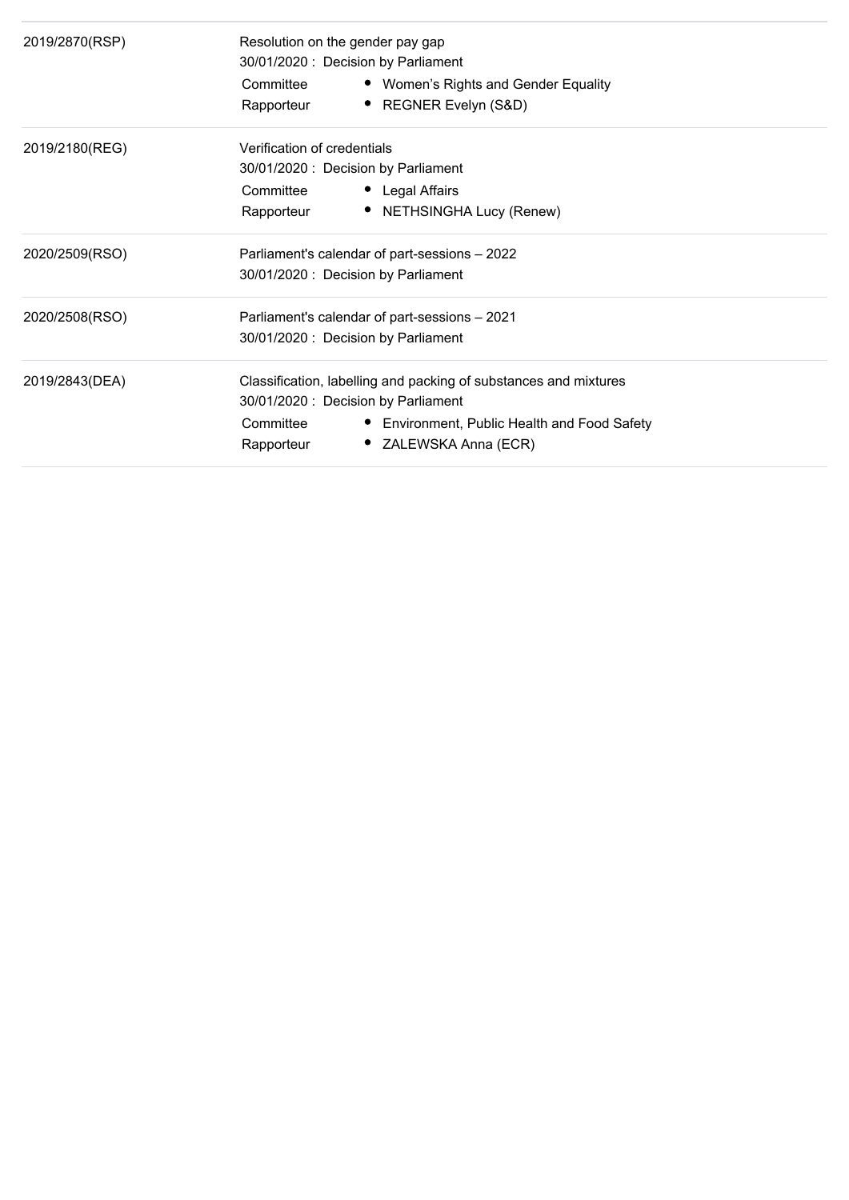| | |
|---|---|
| 2019/2870(RSP) | Resolution on the gender pay gap<br>30/01/2020 : Decision by Parliament<br>Committee • Women’s Rights and Gender Equality<br>Rapporteur • REGNER Evelyn (S&D) |
| 2019/2180(REG) | Verification of credentials<br>30/01/2020 : Decision by Parliament<br>Committee • Legal Affairs<br>Rapporteur • NETHSINGHA Lucy (Renew) |
| 2020/2509(RSO) | Parliament's calendar of part-sessions – 2022<br>30/01/2020 : Decision by Parliament |
| 2020/2508(RSO) | Parliament's calendar of part-sessions – 2021<br>30/01/2020 : Decision by Parliament |
| 2019/2843(DEA) | Classification, labelling and packing of substances and mixtures<br>30/01/2020 : Decision by Parliament<br>Committee • Environment, Public Health and Food Safety<br>Rapporteur • ZALEWSKA Anna (ECR) |